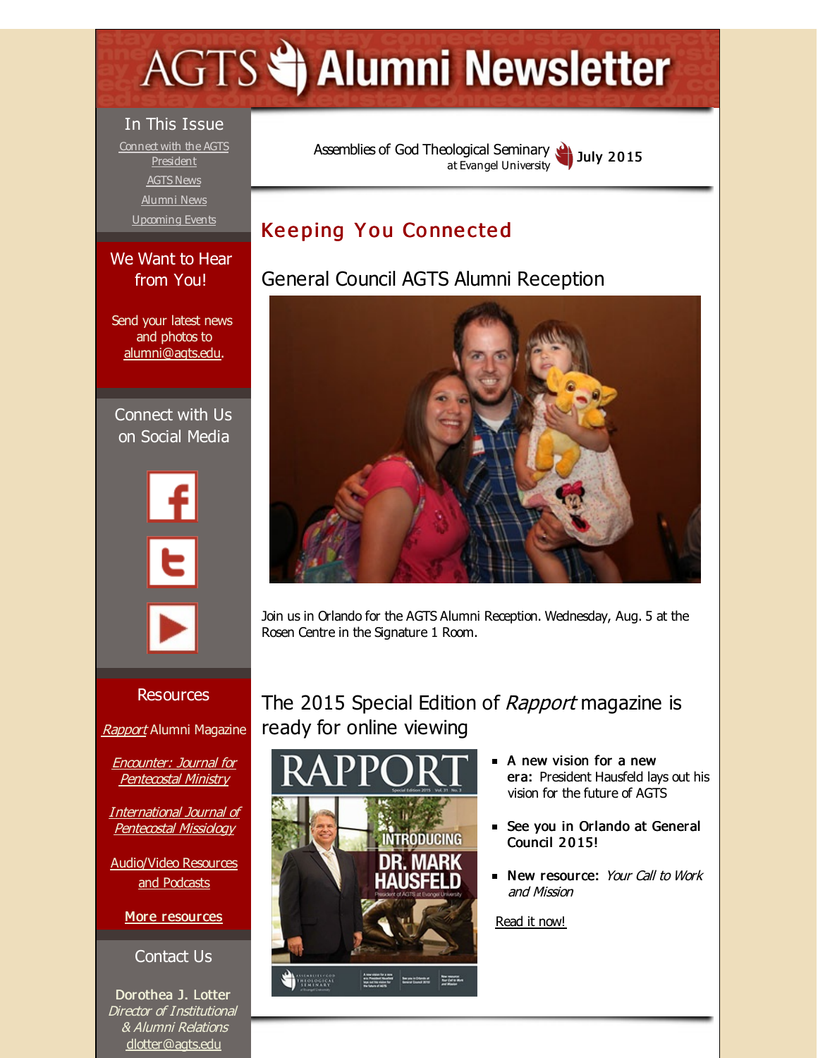# AGTS Alumni Newsletter

## In This Issue

Connect with the AGTS President

AGTS News

Alumni News

Upcoming Events

## We Want to Hear from You!

Send your latest news and photos to alumni@agts.edu.

## Connect with Us on Social Media

## Resources

*Rapport* Alumni Magazine

*Encounter: Journal for Pentecostal Ministry*

*International Journal of Pentecostal Missiology*

Audio/Video Resources and Podcasts

**More resources**

## Contact Us

**Dorothea J. Lotter**
*Director of Institutional & Alumni Relations*
dlotter@agts.edu

Assemblies of God Theological Seminary at Evangel University **July 2015**

## Keeping You Connected

### General Council AGTS Alumni Reception

Join us in Orlando for the AGTS Alumni Reception. Wednesday, Aug. 5 at the Rosen Centre in the Signature 1 Room.

### The 2015 Special Edition of *Rapport* magazine is ready for online viewing

- **A new vision for a new era:** President Hausfeld lays out his vision for the future of AGTS
- **See you in Orlando at General Council 2015!**
- **New resource:** *Your Call to Work and Mission*

Read it now!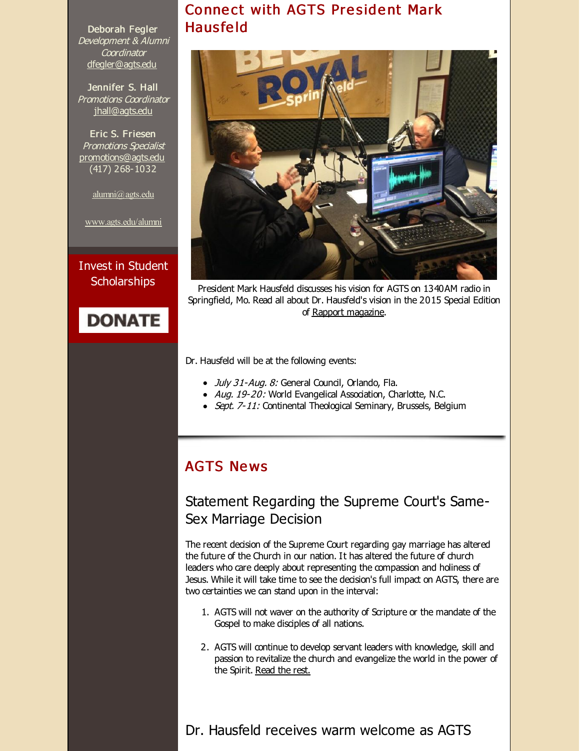Deborah Fegler
*Development & Alumni Coordinator*
dfegler@agts.edu

Jennifer S. Hall
*Promotions Coordinator*
jhall@agts.edu

Eric S. Friesen
*Promotions Specialist*
promotions@agts.edu
(417) 268-1032

alumni@agts.edu

www.agts.edu/alumni

Invest in Student Scholarships

DONATE

## Connect with AGTS President Mark Hausfeld

President Mark Hausfeld discusses his vision for AGTS on 1340AM radio in Springfield, Mo. Read all about Dr. Hausfeld's vision in the 2015 Special Edition of Rapport magazine.

Dr. Hausfeld will be at the following events:

- *July 31-Aug. 8:* General Council, Orlando, Fla.
- *Aug. 19-20:* World Evangelical Association, Charlotte, N.C.
- *Sept. 7-11:* Continental Theological Seminary, Brussels, Belgium

## AGTS News

### Statement Regarding the Supreme Court's Same-Sex Marriage Decision

The recent decision of the Supreme Court regarding gay marriage has altered the future of the Church in our nation. It has altered the future of church leaders who care deeply about representing the compassion and holiness of Jesus. While it will take time to see the decision's full impact on AGTS, there are two certainties we can stand upon in the interval:

1. AGTS will not waver on the authority of Scripture or the mandate of the Gospel to make disciples of all nations.
2. AGTS will continue to develop servant leaders with knowledge, skill and passion to revitalize the church and evangelize the world in the power of the Spirit. Read the rest.

### Dr. Hausfeld receives warm welcome as AGTS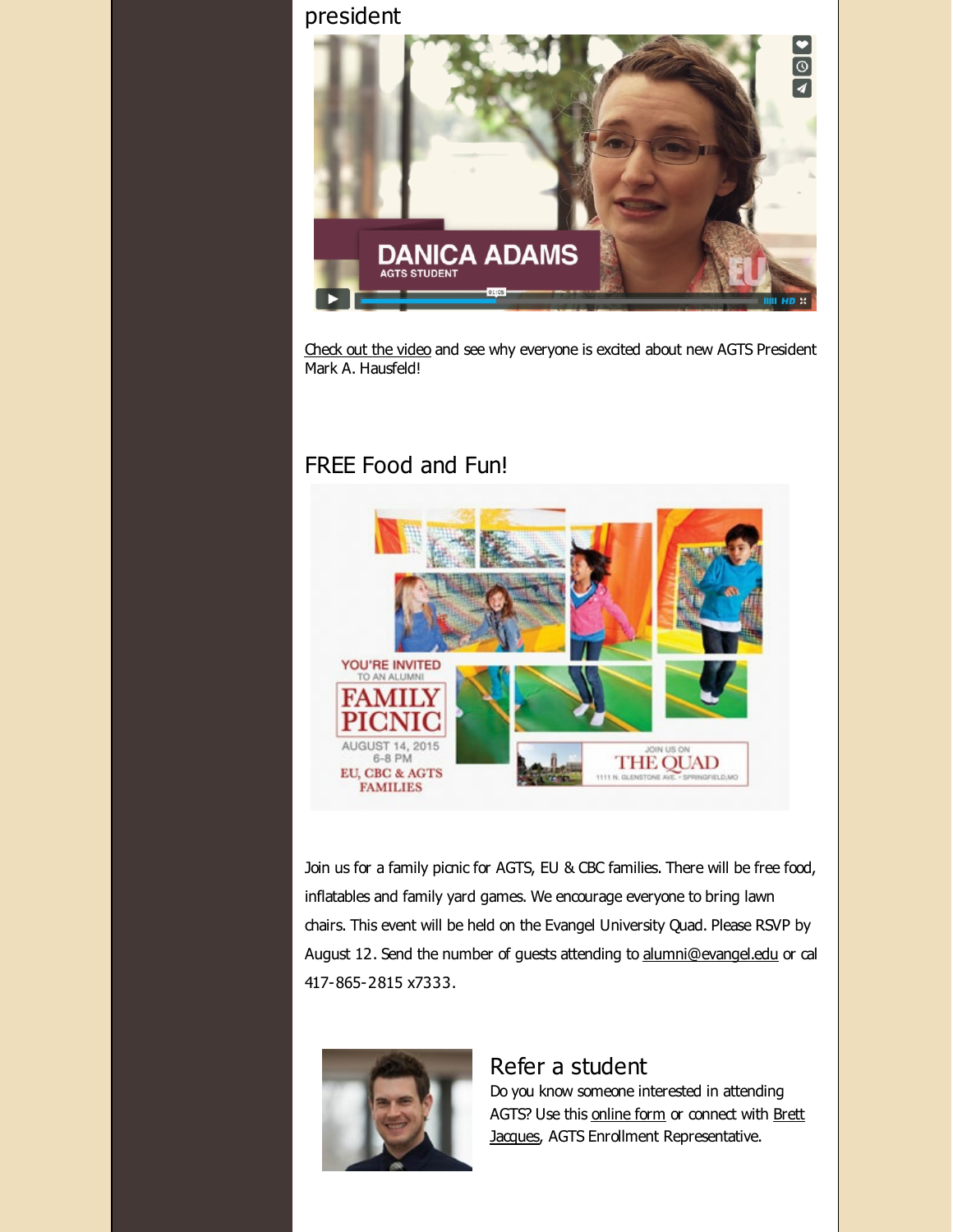president

Check out the video and see why everyone is excited about new AGTS President Mark A. Hausfeld!

## FREE Food and Fun!

Join us for a family picnic for AGTS, EU & CBC families. There will be free food, inflatables and family yard games. We encourage everyone to bring lawn chairs. This event will be held on the Evangel University Quad. Please RSVP by August 12. Send the number of guests attending to alumni@evangel.edu or cal 417-865-2815 x7333.

## Refer a student

Do you know someone interested in attending AGTS? Use this online form or connect with Brett Jacques, AGTS Enrollment Representative.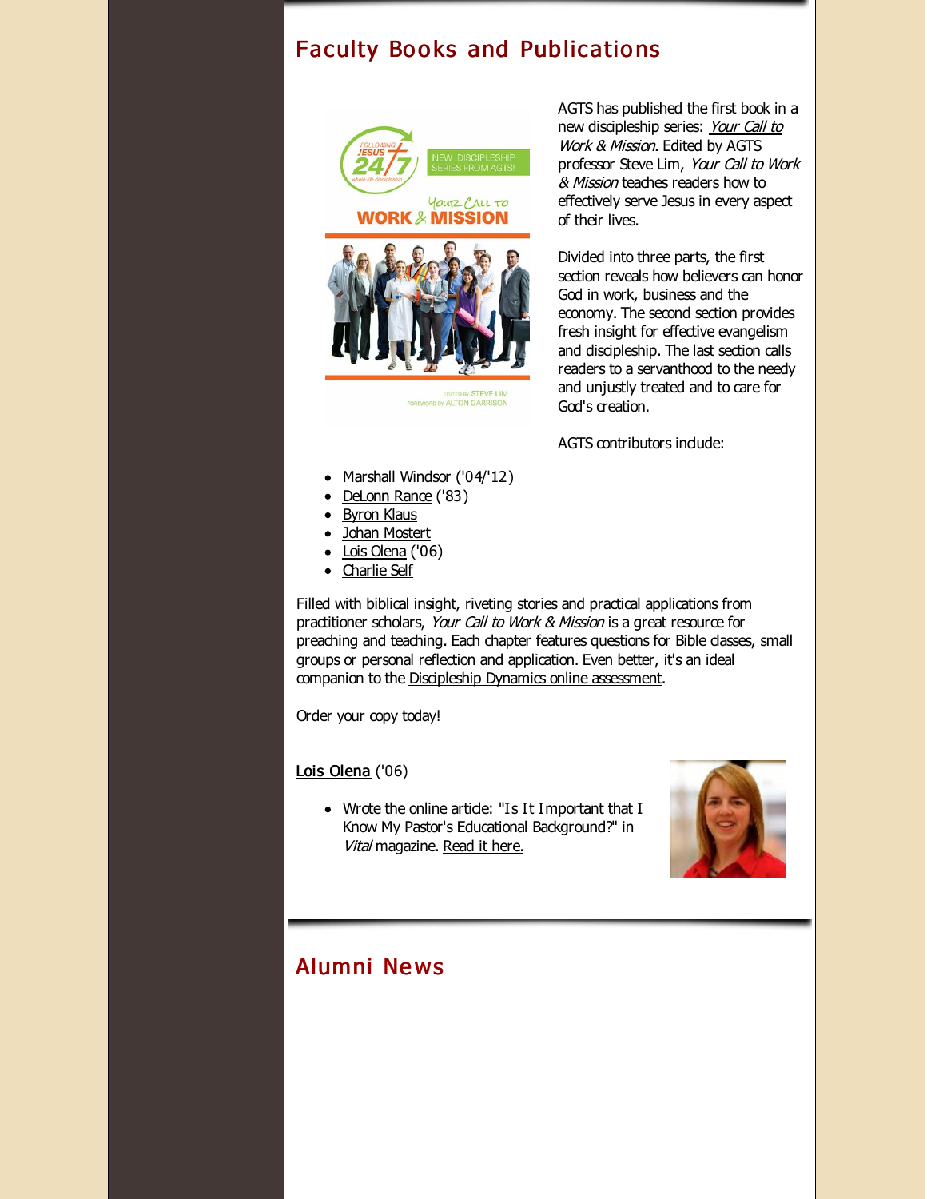## Faculty Books and Publications

AGTS has published the first book in a new discipleship series: *Your Call to Work & Mission*. Edited by AGTS professor Steve Lim, *Your Call to Work & Mission* teaches readers how to effectively serve Jesus in every aspect of their lives.

Divided into three parts, the first section reveals how believers can honor God in work, business and the economy. The second section provides fresh insight for effective evangelism and discipleship. The last section calls readers to a servanthood to the needy and unjustly treated and to care for God's creation.

AGTS contributors include:

- Marshall Windsor ('04/'12)
- DeLonn Rance ('83)
- Byron Klaus
- Johan Mostert
- Lois Olena ('06)
- Charlie Self

Filled with biblical insight, riveting stories and practical applications from practitioner scholars, *Your Call to Work & Mission* is a great resource for preaching and teaching. Each chapter features questions for Bible classes, small groups or personal reflection and application. Even better, it's an ideal companion to the Discipleship Dynamics online assessment.

Order your copy today!

**Lois Olena** ('06)

- Wrote the online article: "Is It Important that I Know My Pastor's Educational Background?" in *Vital* magazine. Read it here.

## Alumni News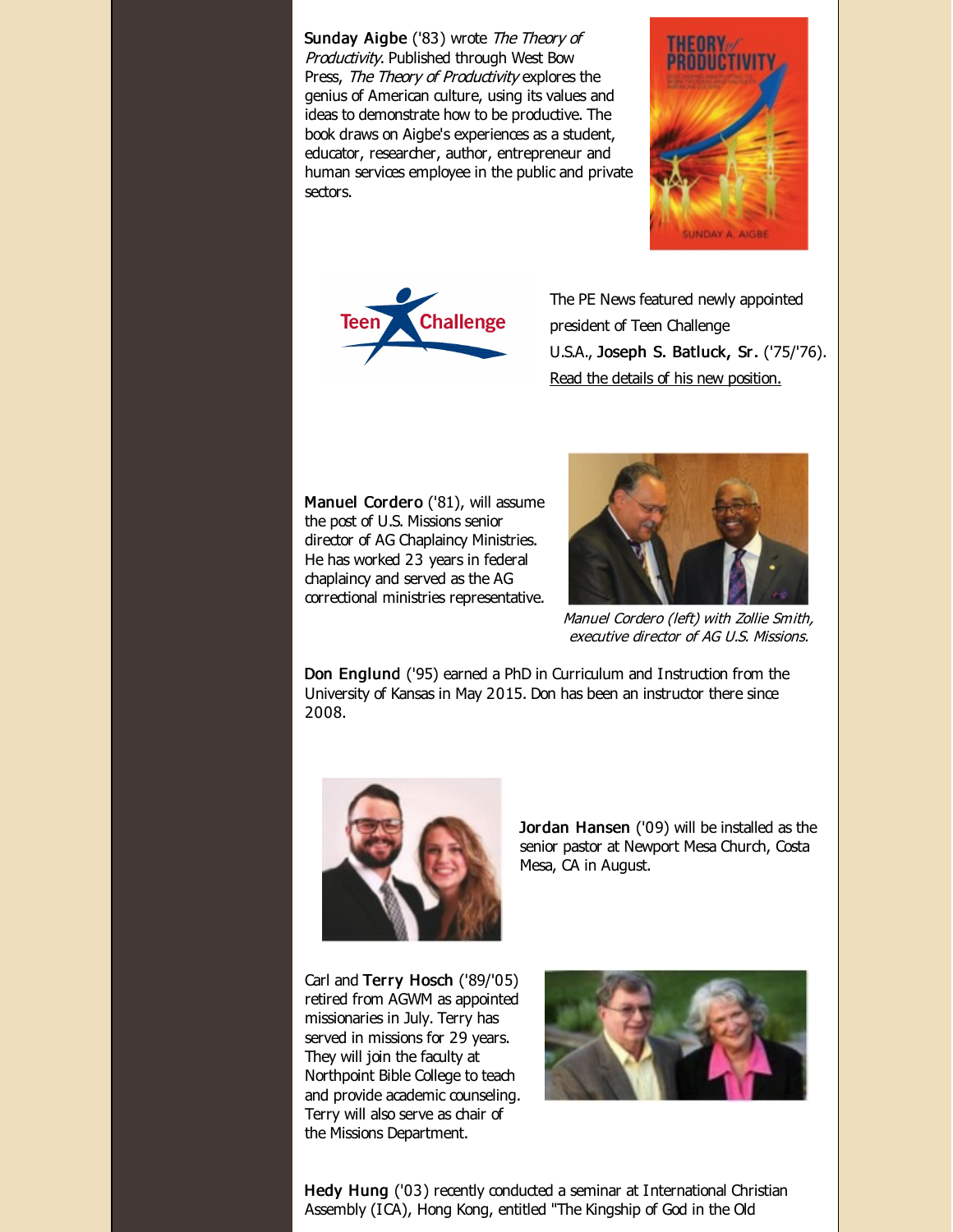**Sunday Aigbe** ('83) wrote *The Theory of Productivity*. Published through West Bow Press, *The Theory of Productivity* explores the genius of American culture, using its values and ideas to demonstrate how to be productive. The book draws on Aigbe's experiences as a student, educator, researcher, author, entrepreneur and human services employee in the public and private sectors.

The PE News featured newly appointed president of Teen Challenge U.S.A., **Joseph S. Batluck, Sr.** ('75/'76). Read the details of his new position.

**Manuel Cordero** ('81), will assume the post of U.S. Missions senior director of AG Chaplaincy Ministries. He has worked 23 years in federal chaplaincy and served as the AG correctional ministries representative.

*Manuel Cordero (left) with Zollie Smith, executive director of AG U.S. Missions.*

**Don Englund** ('95) earned a PhD in Curriculum and Instruction from the University of Kansas in May 2015. Don has been an instructor there since 2008.

**Jordan Hansen** ('09) will be installed as the senior pastor at Newport Mesa Church, Costa Mesa, CA in August.

Carl and **Terry Hosch** ('89/'05) retired from AGWM as appointed missionaries in July. Terry has served in missions for 29 years. They will join the faculty at Northpoint Bible College to teach and provide academic counseling. Terry will also serve as chair of the Missions Department.

**Hedy Hung** ('03) recently conducted a seminar at International Christian Assembly (ICA), Hong Kong, entitled "The Kingship of God in the Old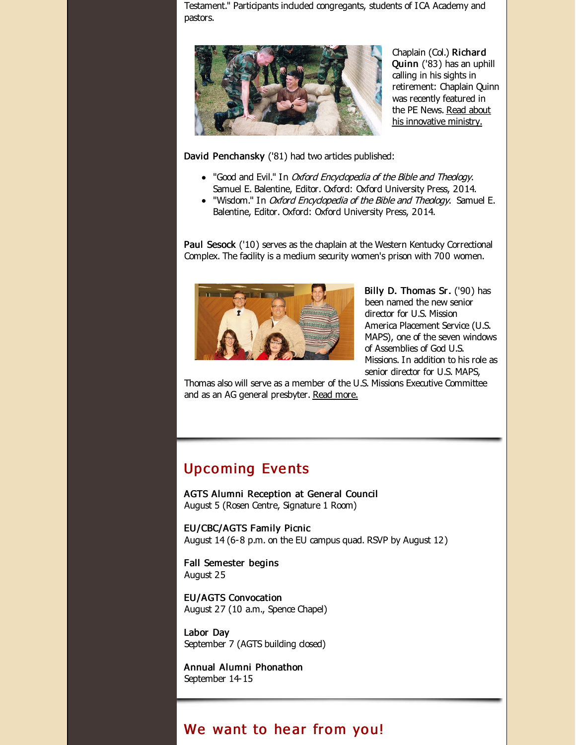Testament." Participants included congregants, students of ICA Academy and pastors.

Chaplain (Col.) **Richard Quinn** ('83) has an uphill calling in his sights in retirement: Chaplain Quinn was recently featured in the PE News. Read about his innovative ministry.

**David Penchansky** ('81) had two articles published:

- "Good and Evil." In *Oxford Encyclopedia of the Bible and Theology.* Samuel E. Balentine, Editor. Oxford: Oxford University Press, 2014.
- "Wisdom." In *Oxford Encyclopedia of the Bible and Theology.* Samuel E. Balentine, Editor. Oxford: Oxford University Press, 2014.

**Paul Sesock** ('10) serves as the chaplain at the Western Kentucky Correctional Complex. The facility is a medium security women's prison with 700 women.

**Billy D. Thomas Sr.** ('90) has been named the new senior director for U.S. Mission America Placement Service (U.S. MAPS), one of the seven windows of Assemblies of God U.S. Missions. In addition to his role as senior director for U.S. MAPS, Thomas also will serve as a member of the U.S. Missions Executive Committee and as an AG general presbyter. Read more.

## Upcoming Events

**AGTS Alumni Reception at General Council**
August 5 (Rosen Centre, Signature 1 Room)

**EU/CBC/AGTS Family Picnic**
August 14 (6-8 p.m. on the EU campus quad. RSVP by August 12)

**Fall Semester begins**
August 25

**EU/AGTS Convocation**
August 27 (10 a.m., Spence Chapel)

**Labor Day**
September 7 (AGTS building closed)

**Annual Alumni Phonathon**
September 14-15

## We want to hear from you!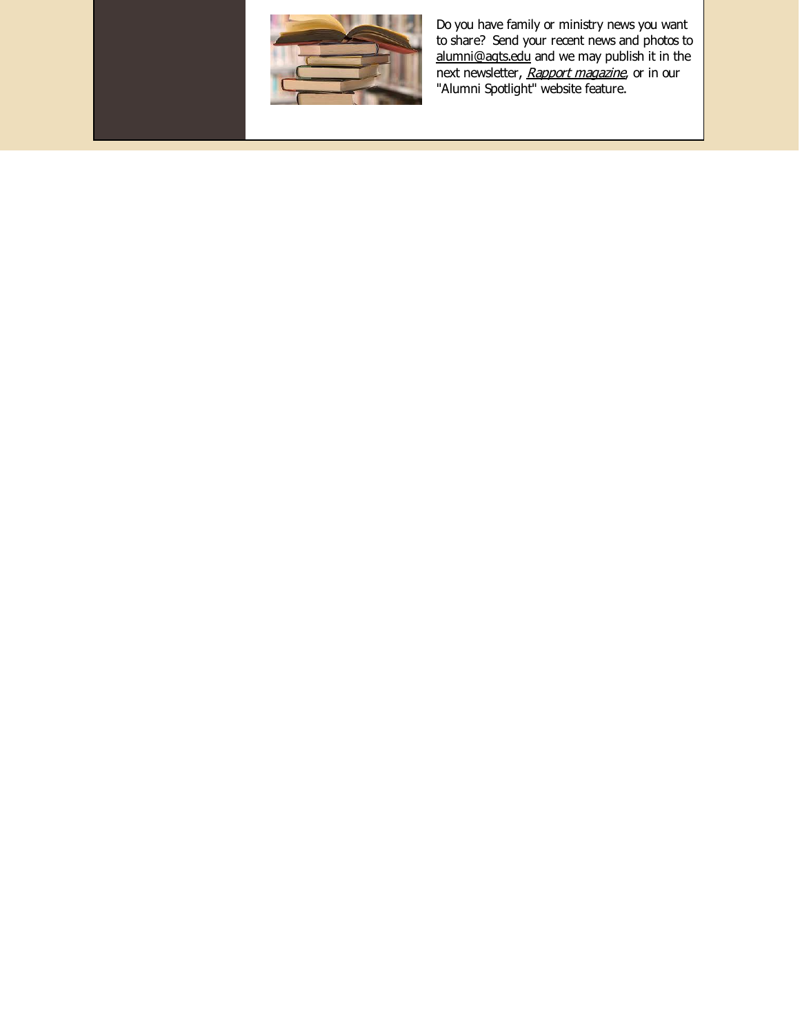Do you have family or ministry news you want to share? Send your recent news and photos to alumni@agts.edu and we may publish it in the next newsletter, *Rapport magazine*, or in our "Alumni Spotlight" website feature.